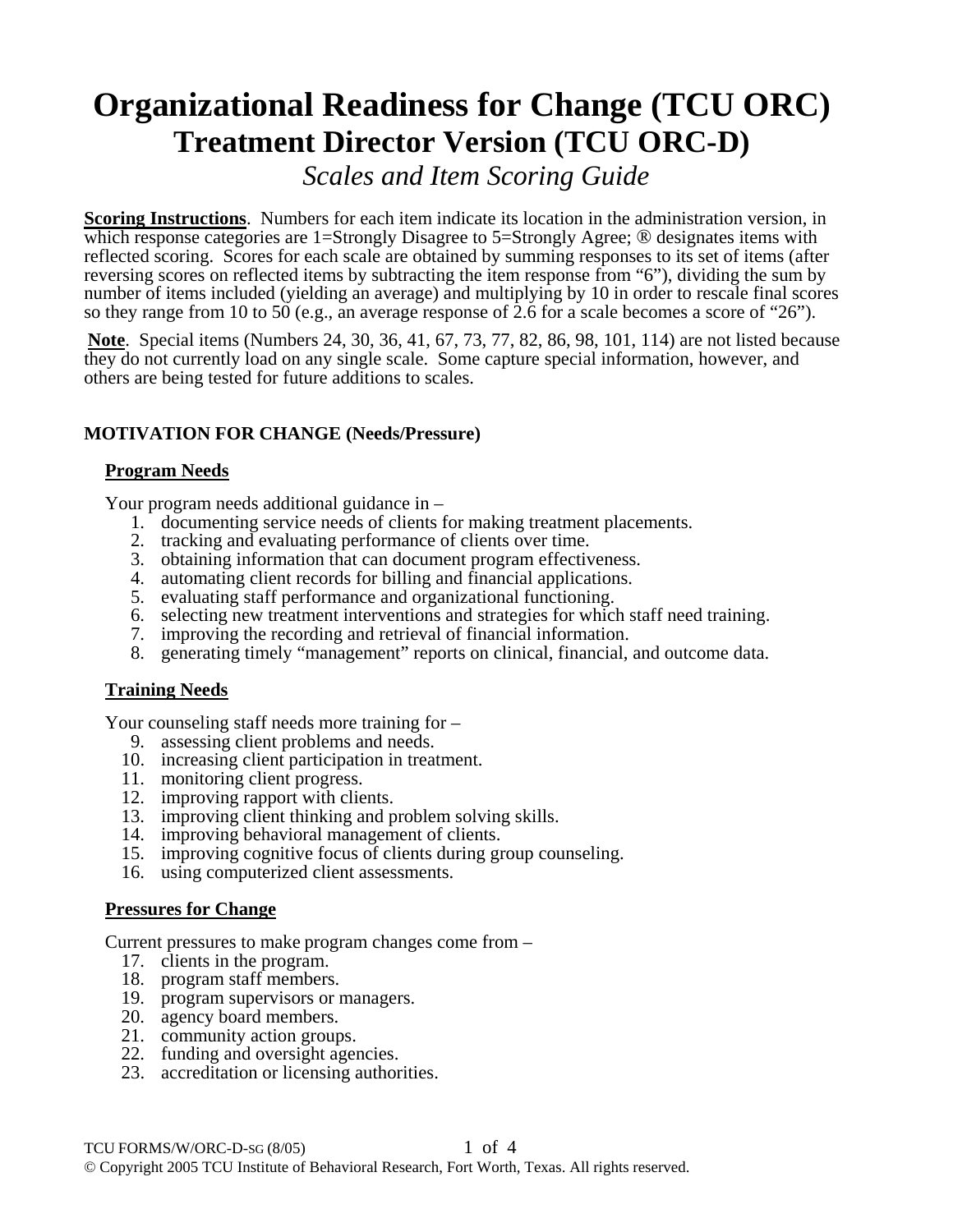# Organizational Readiness for Change (TCU ORC)

## Treatment Director Version (TCU ORC-D)

### *Scales and Item Scoring Guide*

**Scoring Instructions**. Numbers for each item indicate its location in the administration version, in which response categories are 1=Strongly Disagree to 5=Strongly Agree; ® designates items with reflected scoring. Scores for each scale are obtained by summing responses to its set of items (after reversing scores on reflected items by subtracting the item response from "6"), dividing the sum by number of items included (yielding an average) and multiplying by 10 in order to rescale final scores so they range from 10 to 50 (e.g., an average response of 2.6 for a scale becomes a score of "26").

**Note**. Special items (Numbers 24, 30, 36, 41, 67, 73, 77, 82, 86, 98, 101, 114) are not listed because they do not currently load on any single scale. Some capture special information, however, and others are being tested for future additions to scales.

**MOTIVATION FOR CHANGE (Needs/Pressure)**

**Program Needs**

Your program needs additional guidance in –

1. documenting service needs of clients for making treatment placements.
2. tracking and evaluating performance of clients over time.
3. obtaining information that can document program effectiveness.
4. automating client records for billing and financial applications.
5. evaluating staff performance and organizational functioning.
6. selecting new treatment interventions and strategies for which staff need training.
7. improving the recording and retrieval of financial information.
8. generating timely "management" reports on clinical, financial, and outcome data.

**Training Needs**

Your counseling staff needs more training for –

9. assessing client problems and needs.
10. increasing client participation in treatment.
11. monitoring client progress.
12. improving rapport with clients.
13. improving client thinking and problem solving skills.
14. improving behavioral management of clients.
15. improving cognitive focus of clients during group counseling.
16. using computerized client assessments.

**Pressures for Change**

Current pressures to make program changes come from –

17. clients in the program.
18. program staff members.
19. program supervisors or managers.
20. agency board members.
21. community action groups.
22. funding and oversight agencies.
23. accreditation or licensing authorities.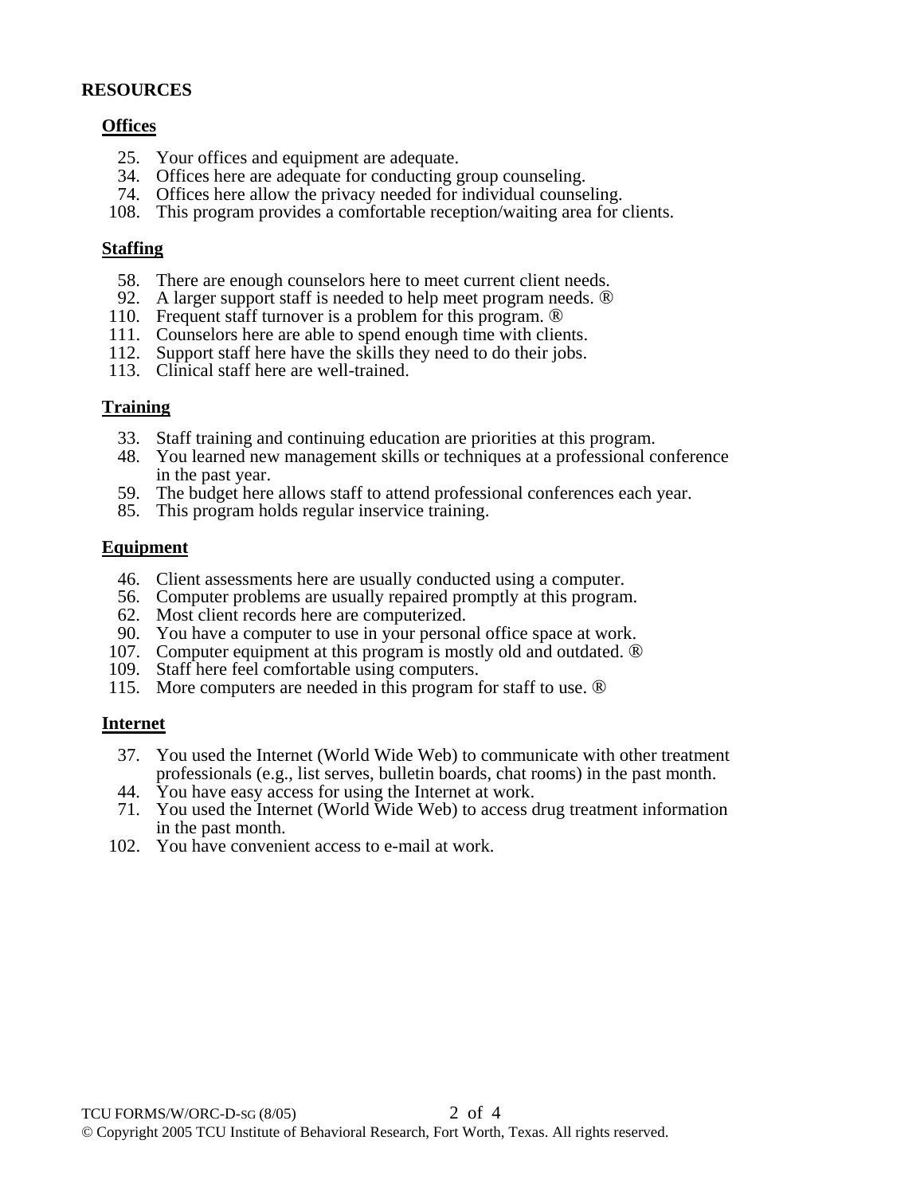## RESOURCES

### Offices

25. Your offices and equipment are adequate.
34. Offices here are adequate for conducting group counseling.
74. Offices here allow the privacy needed for individual counseling.
108. This program provides a comfortable reception/waiting area for clients.

### Staffing

58. There are enough counselors here to meet current client needs.
92. A larger support staff is needed to help meet program needs. ®
110. Frequent staff turnover is a problem for this program. ®
111. Counselors here are able to spend enough time with clients.
112. Support staff here have the skills they need to do their jobs.
113. Clinical staff here are well-trained.

### Training

33. Staff training and continuing education are priorities at this program.
48. You learned new management skills or techniques at a professional conference in the past year.
59. The budget here allows staff to attend professional conferences each year.
85. This program holds regular inservice training.

### Equipment

46. Client assessments here are usually conducted using a computer.
56. Computer problems are usually repaired promptly at this program.
62. Most client records here are computerized.
90. You have a computer to use in your personal office space at work.
107. Computer equipment at this program is mostly old and outdated. ®
109. Staff here feel comfortable using computers.
115. More computers are needed in this program for staff to use. ®

### Internet

37. You used the Internet (World Wide Web) to communicate with other treatment professionals (e.g., list serves, bulletin boards, chat rooms) in the past month.
44. You have easy access for using the Internet at work.
71. You used the Internet (World Wide Web) to access drug treatment information in the past month.
102. You have convenient access to e-mail at work.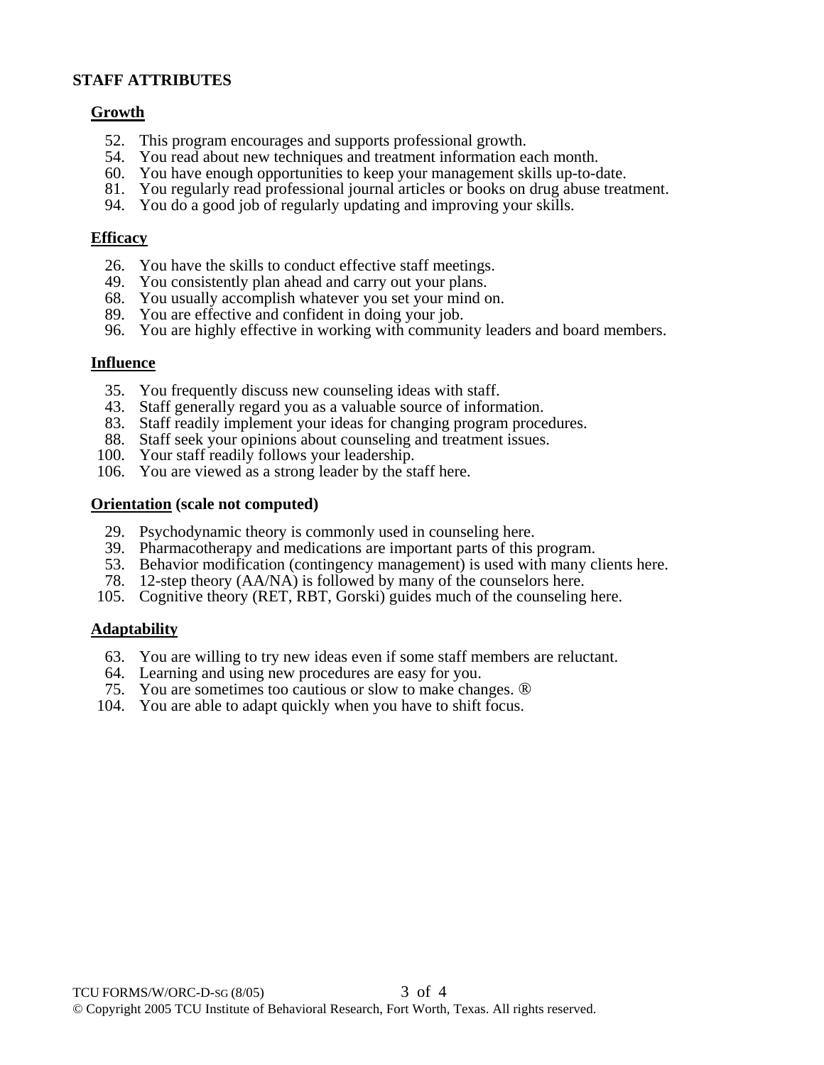## STAFF ATTRIBUTES

### Growth

52. This program encourages and supports professional growth.
54. You read about new techniques and treatment information each month.
60. You have enough opportunities to keep your management skills up-to-date.
81. You regularly read professional journal articles or books on drug abuse treatment.
94. You do a good job of regularly updating and improving your skills.

### Efficacy

26. You have the skills to conduct effective staff meetings.
49. You consistently plan ahead and carry out your plans.
68. You usually accomplish whatever you set your mind on.
89. You are effective and confident in doing your job.
96. You are highly effective in working with community leaders and board members.

### Influence

35. You frequently discuss new counseling ideas with staff.
43. Staff generally regard you as a valuable source of information.
83. Staff readily implement your ideas for changing program procedures.
88. Staff seek your opinions about counseling and treatment issues.
100. Your staff readily follows your leadership.
106. You are viewed as a strong leader by the staff here.

### Orientation (scale not computed)

29. Psychodynamic theory is commonly used in counseling here.
39. Pharmacotherapy and medications are important parts of this program.
53. Behavior modification (contingency management) is used with many clients here.
78. 12-step theory (AA/NA) is followed by many of the counselors here.
105. Cognitive theory (RET, RBT, Gorski) guides much of the counseling here.

### Adaptability

63. You are willing to try new ideas even if some staff members are reluctant.
64. Learning and using new procedures are easy for you.
75. You are sometimes too cautious or slow to make changes. ®
104. You are able to adapt quickly when you have to shift focus.

TCU FORMS/W/ORC-D-SG (8/05)

© Copyright 2005 TCU Institute of Behavioral Research, Fort Worth, Texas. All rights reserved.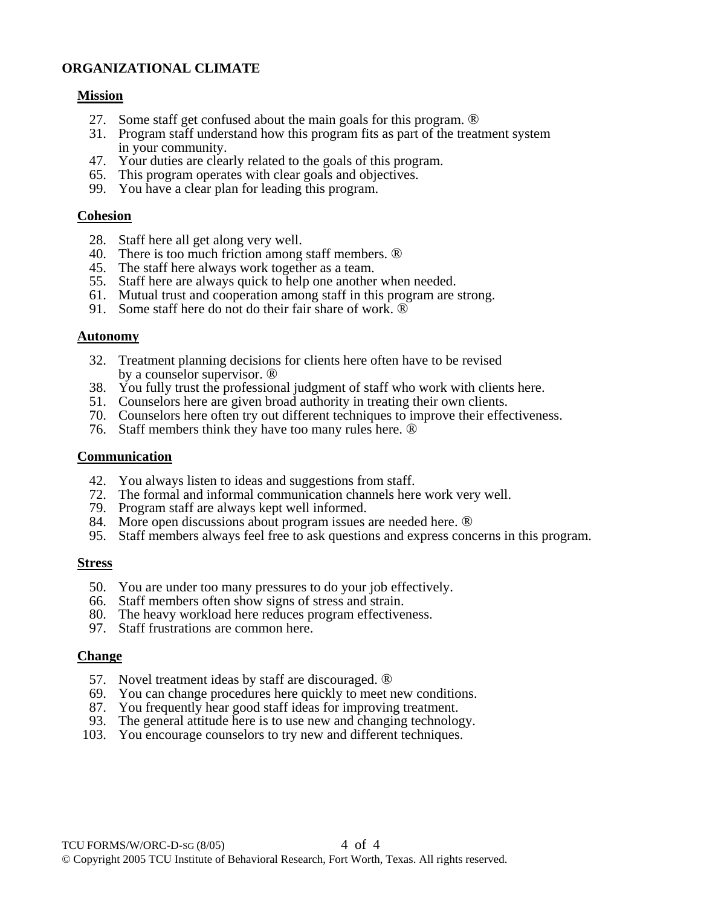# ORGANIZATIONAL CLIMATE

## Mission

27. Some staff get confused about the main goals for this program. ®
31. Program staff understand how this program fits as part of the treatment system in your community.
47. Your duties are clearly related to the goals of this program.
65. This program operates with clear goals and objectives.
99. You have a clear plan for leading this program.

## Cohesion

28. Staff here all get along very well.
40. There is too much friction among staff members. ®
45. The staff here always work together as a team.
55. Staff here are always quick to help one another when needed.
61. Mutual trust and cooperation among staff in this program are strong.
91. Some staff here do not do their fair share of work. ®

## Autonomy

32. Treatment planning decisions for clients here often have to be revised by a counselor supervisor. ®
38. You fully trust the professional judgment of staff who work with clients here.
51. Counselors here are given broad authority in treating their own clients.
70. Counselors here often try out different techniques to improve their effectiveness.
76. Staff members think they have too many rules here. ®

## Communication

42. You always listen to ideas and suggestions from staff.
72. The formal and informal communication channels here work very well.
79. Program staff are always kept well informed.
84. More open discussions about program issues are needed here. ®
95. Staff members always feel free to ask questions and express concerns in this program.

## Stress

50. You are under too many pressures to do your job effectively.
66. Staff members often show signs of stress and strain.
80. The heavy workload here reduces program effectiveness.
97. Staff frustrations are common here.

## Change

57. Novel treatment ideas by staff are discouraged. ®
69. You can change procedures here quickly to meet new conditions.
87. You frequently hear good staff ideas for improving treatment.
93. The general attitude here is to use new and changing technology.
103. You encourage counselors to try new and different techniques.

TCU FORMS/W/ORC-D-SG (8/05)

© Copyright 2005 TCU Institute of Behavioral Research, Fort Worth, Texas. All rights reserved.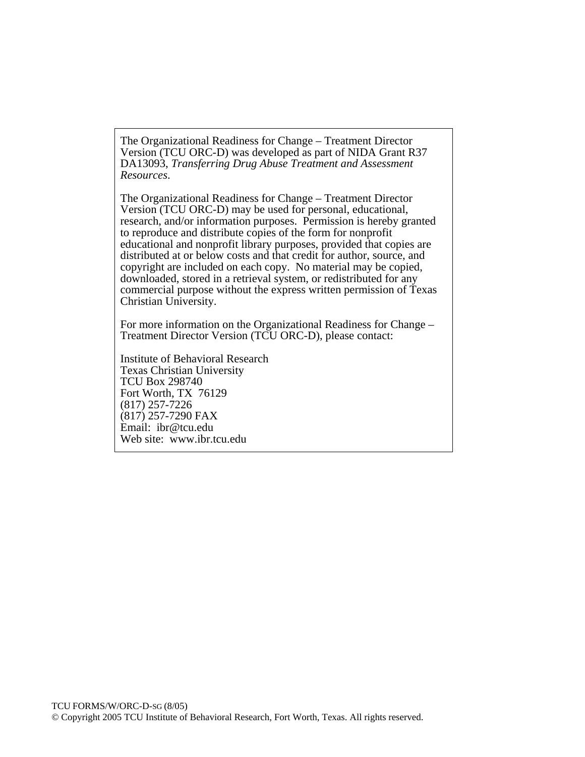The Organizational Readiness for Change – Treatment Director Version (TCU ORC-D) was developed as part of NIDA Grant R37 DA13093, *Transferring Drug Abuse Treatment and Assessment Resources*.

The Organizational Readiness for Change – Treatment Director Version (TCU ORC-D) may be used for personal, educational, research, and/or information purposes. Permission is hereby granted to reproduce and distribute copies of the form for nonprofit educational and nonprofit library purposes, provided that copies are distributed at or below costs and that credit for author, source, and copyright are included on each copy. No material may be copied, downloaded, stored in a retrieval system, or redistributed for any commercial purpose without the express written permission of Texas Christian University.

For more information on the Organizational Readiness for Change – Treatment Director Version (TCU ORC-D), please contact:

Institute of Behavioral Research  
Texas Christian University  
TCU Box 298740  
Fort Worth, TX 76129  
(817) 257-7226  
(817) 257-7290 FAX  
Email: ibr@tcu.edu  
Web site: www.ibr.tcu.edu

TCU FORMS/W/ORC-D-SG (8/05)  
© Copyright 2005 TCU Institute of Behavioral Research, Fort Worth, Texas. All rights reserved.